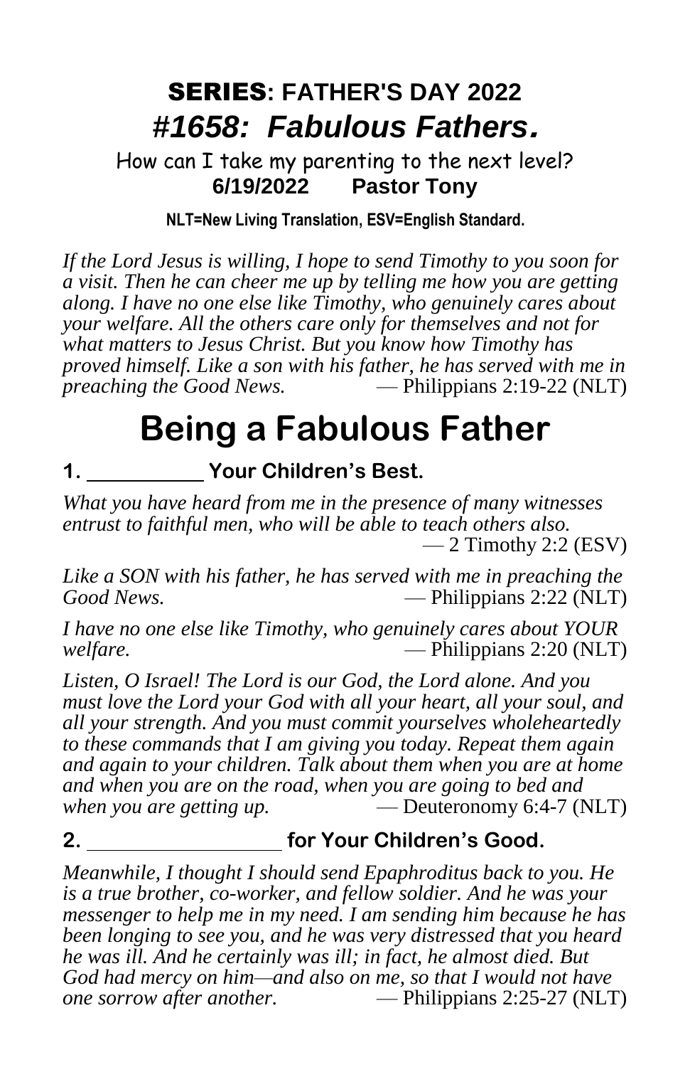# SERIES: FATHER'S DAY 2022

# *#1658: Fabulous Fathers.*

How can I take my parenting to the next level?

**6/19/2022 Pastor Tony**

**NLT=New Living Translation, ESV=English Standard.**

*If the Lord Jesus is willing, I hope to send Timothy to you soon for a visit. Then he can cheer me up by telling me how you are getting along. I have no one else like Timothy, who genuinely cares about your welfare. All the others care only for themselves and not for what matters to Jesus Christ. But you know how Timothy has proved himself. Like a son with his father, he has served with me in preaching the Good News.* — Philippians 2:19-22 (NLT)

# Being a Fabulous Father

## 1. ___________ Your Children's Best.

*What you have heard from me in the presence of many witnesses entrust to faithful men, who will be able to teach others also.* — 2 Timothy 2:2 (ESV)

*Like a SON with his father, he has served with me in preaching the Good News.* — Philippians 2:22 (NLT)

*I have no one else like Timothy, who genuinely cares about YOUR welfare.* — Philippians 2:20 (NLT)

*Listen, O Israel! The Lord is our God, the Lord alone. And you must love the Lord your God with all your heart, all your soul, and all your strength. And you must commit yourselves wholeheartedly to these commands that I am giving you today. Repeat them again and again to your children. Talk about them when you are at home and when you are on the road, when you are going to bed and when you are getting up.* — Deuteronomy 6:4-7 (NLT)

## 2. __________________ for Your Children's Good.

*Meanwhile, I thought I should send Epaphroditus back to you. He is a true brother, co-worker, and fellow soldier. And he was your messenger to help me in my need. I am sending him because he has been longing to see you, and he was very distressed that you heard he was ill. And he certainly was ill; in fact, he almost died. But God had mercy on him—and also on me, so that I would not have one sorrow after another.* — Philippians 2:25-27 (NLT)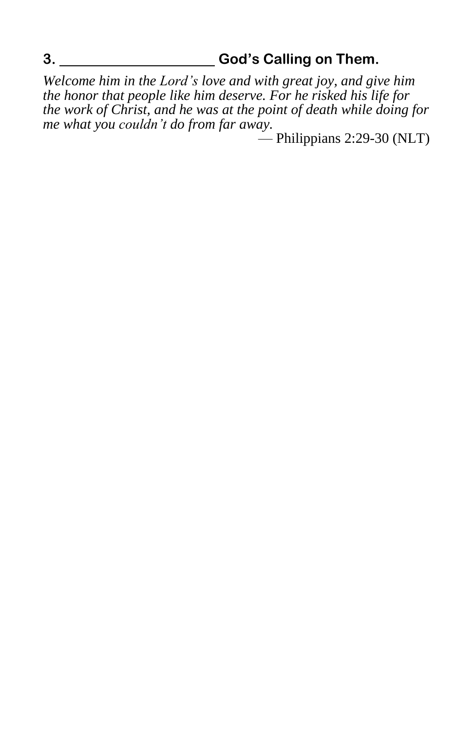**3. \_\_\_\_\_\_\_\_\_\_\_\_\_\_\_\_\_\_\_\_ God's Calling on Them.**

*Welcome him in the Lord's love and with great joy, and give him the honor that people like him deserve. For he risked his life for the work of Christ, and he was at the point of death while doing for me what you couldn't do from far away.*

— Philippians 2:29-30 (NLT)